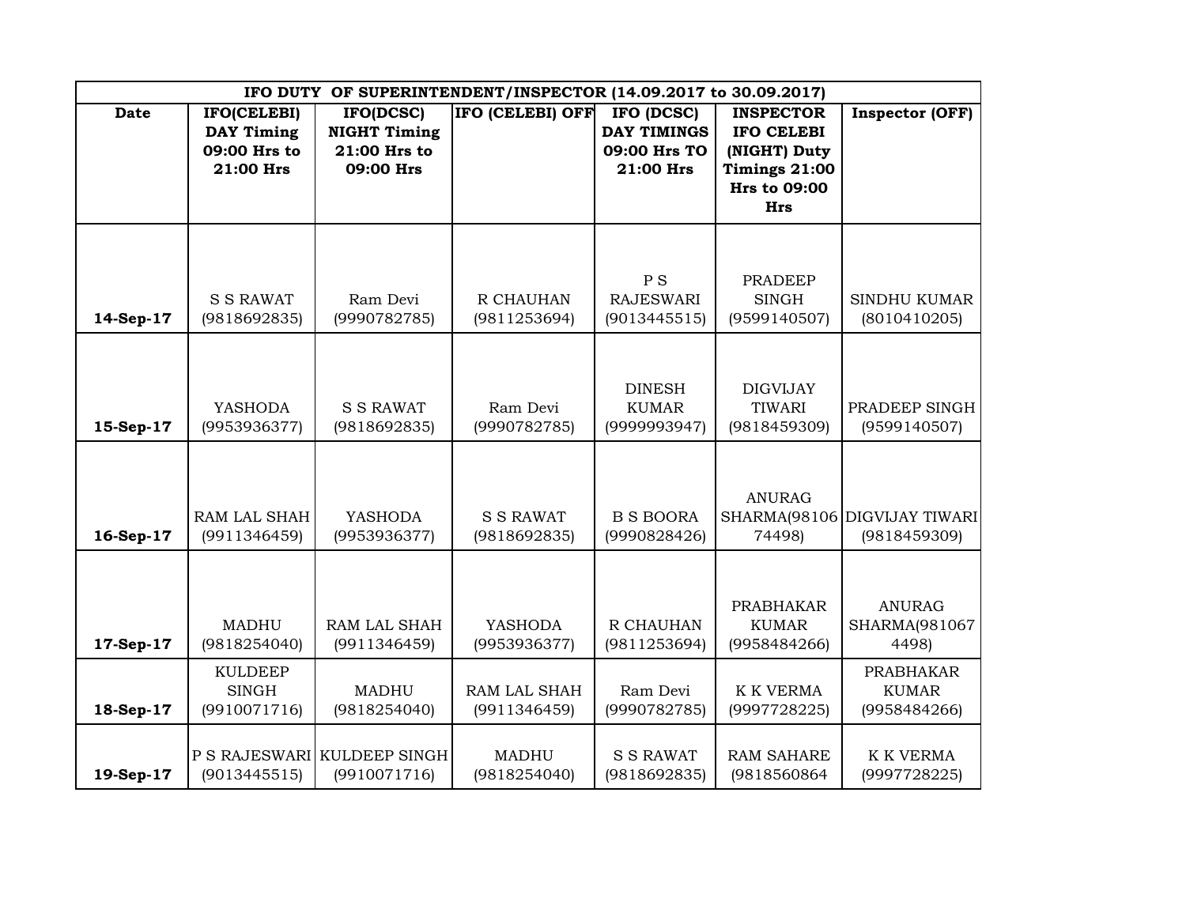| IFO DUTY OF SUPERINTENDENT/INSPECTOR (14.09.2017 to 30.09.2017) | | | | | | |
|---|---|---|---|---|---|---|
| **Date** | **IFO(CELEBI) DAY Timing 09:00 Hrs to 21:00 Hrs** | **IFO(DCSC) NIGHT Timing 21:00 Hrs to 09:00 Hrs** | **IFO (CELEBI) OFF** | **IFO (DCSC) DAY TIMINGS 09:00 Hrs TO 21:00 Hrs** | **INSPECTOR IFO CELEBI (NIGHT) Duty Timings 21:00 Hrs to 09:00 Hrs** | **Inspector (OFF)** |
| **14-Sep-17** | S S RAWAT (9818692835) | Ram Devi (9990782785) | R CHAUHAN (9811253694) | P S RAJESWARI (9013445515) | PRADEEP SINGH (9599140507) | SINDHU KUMAR (8010410205) |
| **15-Sep-17** | YASHODA (9953936377) | S S RAWAT (9818692835) | Ram Devi (9990782785) | DINESH KUMAR (9999993947) | DIGVIJAY TIWARI (9818459309) | PRADEEP SINGH (9599140507) |
| **16-Sep-17** | RAM LAL SHAH (9911346459) | YASHODA (9953936377) | S S RAWAT (9818692835) | B S BOORA (9990828426) | ANURAG SHARMA(9810674498) | DIGVIJAY TIWARI (9818459309) |
| **17-Sep-17** | MADHU (9818254040) | RAM LAL SHAH (9911346459) | YASHODA (9953936377) | R CHAUHAN (9811253694) | PRABHAKAR KUMAR (9958484266) | ANURAG SHARMA(9810674498) |
| **18-Sep-17** | KULDEEP SINGH (9910071716) | MADHU (9818254040) | RAM LAL SHAH (9911346459) | Ram Devi (9990782785) | K K VERMA (9997728225) | PRABHAKAR KUMAR (9958484266) |
| **19-Sep-17** | P S RAJESWARI (9013445515) | KULDEEP SINGH (9910071716) | MADHU (9818254040) | S S RAWAT (9818692835) | RAM SAHARE (9818560864 | K K VERMA (9997728225) |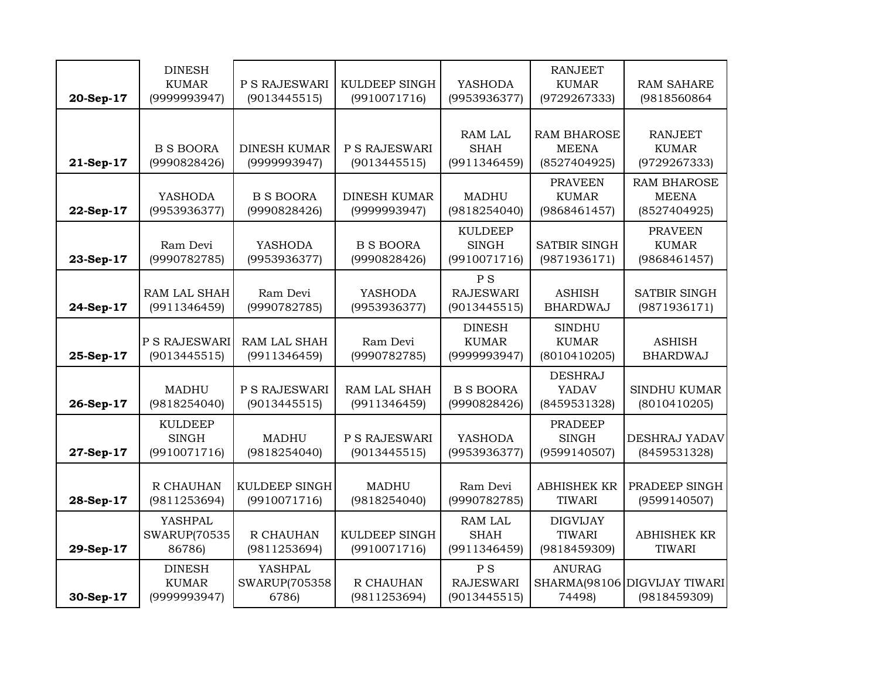| | | | | | | |
|---|---|---|---|---|---|---|
| **20-Sep-17** | DINESH KUMAR (9999993947) | P S RAJESWARI (9013445515) | KULDEEP SINGH (9910071716) | YASHODA (9953936377) | RANJEET KUMAR (9729267333) | RAM SAHARE (9818560864 |
| **21-Sep-17** | B S BOORA (9990828426) | DINESH KUMAR (9999993947) | P S RAJESWARI (9013445515) | RAM LAL SHAH (9911346459) | RAM BHAROSE MEENA (8527404925) | RANJEET KUMAR (9729267333) |
| **22-Sep-17** | YASHODA (9953936377) | B S BOORA (9990828426) | DINESH KUMAR (9999993947) | MADHU (9818254040) | PRAVEEN KUMAR (9868461457) | RAM BHAROSE MEENA (8527404925) |
| **23-Sep-17** | Ram Devi (9990782785) | YASHODA (9953936377) | B S BOORA (9990828426) | KULDEEP SINGH (9910071716) | SATBIR SINGH (9871936171) | PRAVEEN KUMAR (9868461457) |
| **24-Sep-17** | RAM LAL SHAH (9911346459) | Ram Devi (9990782785) | YASHODA (9953936377) | P S RAJESWARI (9013445515) | ASHISH BHARDWAJ | SATBIR SINGH (9871936171) |
| **25-Sep-17** | P S RAJESWARI (9013445515) | RAM LAL SHAH (9911346459) | Ram Devi (9990782785) | DINESH KUMAR (9999993947) | SINDHU KUMAR (8010410205) | ASHISH BHARDWAJ |
| **26-Sep-17** | MADHU (9818254040) | P S RAJESWARI (9013445515) | RAM LAL SHAH (9911346459) | B S BOORA (9990828426) | DESHRAJ YADAV (8459531328) | SINDHU KUMAR (8010410205) |
| **27-Sep-17** | KULDEEP SINGH (9910071716) | MADHU (9818254040) | P S RAJESWARI (9013445515) | YASHODA (9953936377) | PRADEEP SINGH (9599140507) | DESHRAJ YADAV (8459531328) |
| **28-Sep-17** | R CHAUHAN (9811253694) | KULDEEP SINGH (9910071716) | MADHU (9818254040) | Ram Devi (9990782785) | ABHISHEK KR TIWARI | PRADEEP SINGH (9599140507) |
| **29-Sep-17** | YASHPAL SWARUP(7053586786) | R CHAUHAN (9811253694) | KULDEEP SINGH (9910071716) | RAM LAL SHAH (9911346459) | DIGVIJAY TIWARI (9818459309) | ABHISHEK KR TIWARI |
| **30-Sep-17** | DINESH KUMAR (9999993947) | YASHPAL SWARUP(7053586786) | R CHAUHAN (9811253694) | P S RAJESWARI (9013445515) | ANURAG SHARMA(9810674498) | DIGVIJAY TIWARI (9818459309) |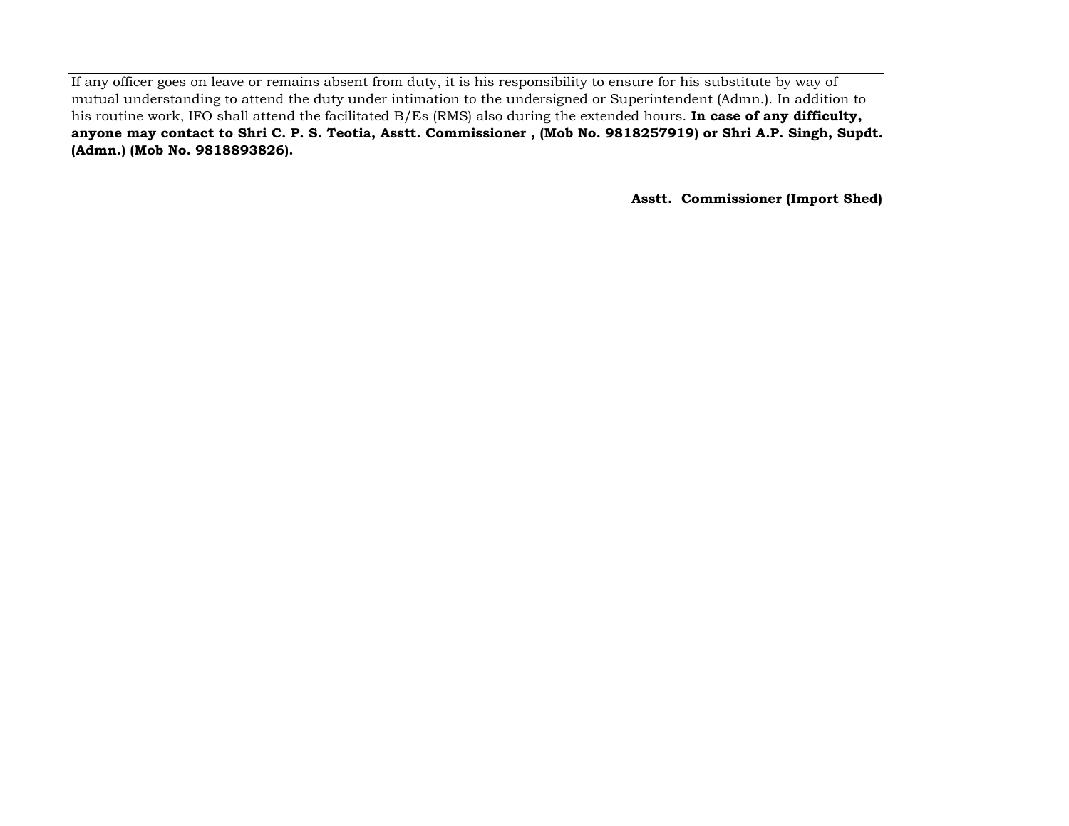If any officer goes on leave or remains absent from duty, it is his responsibility to ensure for his substitute by way of mutual understanding to attend the duty under intimation to the undersigned or Superintendent (Admn.). In addition to his routine work, IFO shall attend the facilitated B/Es (RMS) also during the extended hours. **In case of any difficulty, anyone may contact to Shri C. P. S. Teotia, Asstt. Commissioner , (Mob No. 9818257919) or Shri A.P. Singh, Supdt. (Admn.) (Mob No. 9818893826).**

**Asstt. Commissioner (Import Shed)**